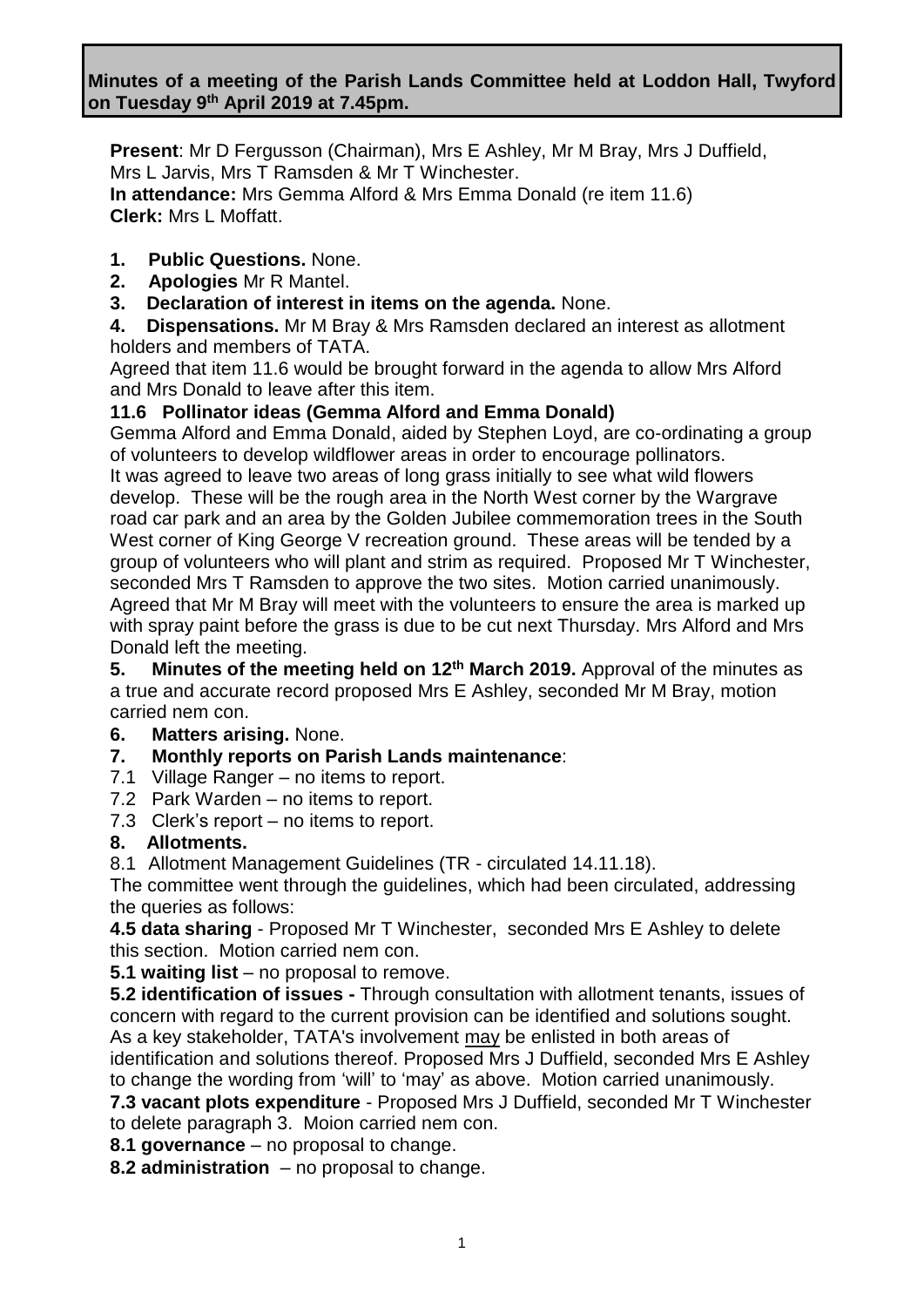**Minutes of a meeting of the Parish Lands Committee held at Loddon Hall, Twyford on Tuesday 9th April 2019 at 7.45pm.**

**Present**: Mr D Fergusson (Chairman), Mrs E Ashley, Mr M Bray, Mrs J Duffield, Mrs L Jarvis, Mrs T Ramsden & Mr T Winchester.
**In attendance:** Mrs Gemma Alford & Mrs Emma Donald (re item 11.6)
**Clerk:** Mrs L Moffatt.

1. **Public Questions.** None.
2. **Apologies** Mr R Mantel.
3. **Declaration of interest in items on the agenda.** None.
4. **Dispensations.** Mr M Bray & Mrs Ramsden declared an interest as allotment holders and members of TATA.

Agreed that item 11.6 would be brought forward in the agenda to allow Mrs Alford and Mrs Donald to leave after this item.

**11.6 Pollinator ideas (Gemma Alford and Emma Donald)**

Gemma Alford and Emma Donald, aided by Stephen Loyd, are co-ordinating a group of volunteers to develop wildflower areas in order to encourage pollinators.
It was agreed to leave two areas of long grass initially to see what wild flowers develop. These will be the rough area in the North West corner by the Wargrave road car park and an area by the Golden Jubilee commemoration trees in the South West corner of King George V recreation ground. These areas will be tended by a group of volunteers who will plant and strim as required. Proposed Mr T Winchester, seconded Mrs T Ramsden to approve the two sites. Motion carried unanimously. Agreed that Mr M Bray will meet with the volunteers to ensure the area is marked up with spray paint before the grass is due to be cut next Thursday. Mrs Alford and Mrs Donald left the meeting.

5. **Minutes of the meeting held on 12th March 2019.** Approval of the minutes as a true and accurate record proposed Mrs E Ashley, seconded Mr M Bray, motion carried nem con.
6. **Matters arising.** None.
7. **Monthly reports on Parish Lands maintenance**:

7.1 Village Ranger – no items to report.
7.2 Park Warden – no items to report.
7.3 Clerk's report – no items to report.

8. **Allotments.**

8.1 Allotment Management Guidelines (TR - circulated 14.11.18).

The committee went through the guidelines, which had been circulated, addressing the queries as follows:

**4.5 data sharing** - Proposed Mr T Winchester, seconded Mrs E Ashley to delete this section. Motion carried nem con.

**5.1 waiting list** – no proposal to remove.

**5.2 identification of issues -** Through consultation with allotment tenants, issues of concern with regard to the current provision can be identified and solutions sought. As a key stakeholder, TATA's involvement may be enlisted in both areas of identification and solutions thereof. Proposed Mrs J Duffield, seconded Mrs E Ashley to change the wording from 'will' to 'may' as above. Motion carried unanimously.

**7.3 vacant plots expenditure** - Proposed Mrs J Duffield, seconded Mr T Winchester to delete paragraph 3. Moion carried nem con.

**8.1 governance** – no proposal to change.

**8.2 administration** – no proposal to change.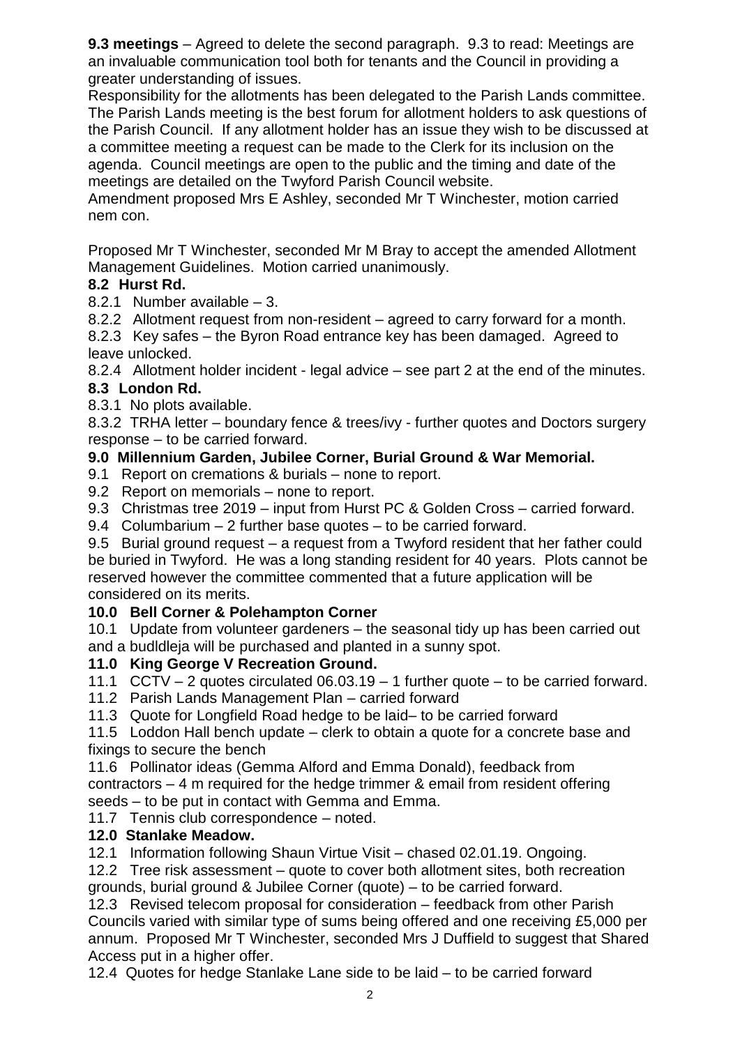**9.3 meetings** – Agreed to delete the second paragraph. 9.3 to read: Meetings are an invaluable communication tool both for tenants and the Council in providing a greater understanding of issues.

Responsibility for the allotments has been delegated to the Parish Lands committee. The Parish Lands meeting is the best forum for allotment holders to ask questions of the Parish Council. If any allotment holder has an issue they wish to be discussed at a committee meeting a request can be made to the Clerk for its inclusion on the agenda. Council meetings are open to the public and the timing and date of the meetings are detailed on the Twyford Parish Council website.

Amendment proposed Mrs E Ashley, seconded Mr T Winchester, motion carried nem con.

Proposed Mr T Winchester, seconded Mr M Bray to accept the amended Allotment Management Guidelines. Motion carried unanimously.

**8.2 Hurst Rd.**

8.2.1 Number available – 3.

8.2.2 Allotment request from non-resident – agreed to carry forward for a month.

8.2.3 Key safes – the Byron Road entrance key has been damaged. Agreed to leave unlocked.

8.2.4 Allotment holder incident - legal advice – see part 2 at the end of the minutes.

**8.3 London Rd.**

8.3.1 No plots available.

8.3.2 TRHA letter – boundary fence & trees/ivy - further quotes and Doctors surgery response – to be carried forward.

**9.0 Millennium Garden, Jubilee Corner, Burial Ground & War Memorial.**

9.1 Report on cremations & burials – none to report.

9.2 Report on memorials – none to report.

9.3 Christmas tree 2019 – input from Hurst PC & Golden Cross – carried forward.

9.4 Columbarium – 2 further base quotes – to be carried forward.

9.5 Burial ground request – a request from a Twyford resident that her father could be buried in Twyford. He was a long standing resident for 40 years. Plots cannot be reserved however the committee commented that a future application will be considered on its merits.

**10.0 Bell Corner & Polehampton Corner**

10.1 Update from volunteer gardeners – the seasonal tidy up has been carried out and a budldleja will be purchased and planted in a sunny spot.

**11.0 King George V Recreation Ground.**

11.1 CCTV – 2 quotes circulated 06.03.19 – 1 further quote – to be carried forward.

11.2 Parish Lands Management Plan – carried forward

11.3 Quote for Longfield Road hedge to be laid– to be carried forward

11.5 Loddon Hall bench update – clerk to obtain a quote for a concrete base and fixings to secure the bench

11.6 Pollinator ideas (Gemma Alford and Emma Donald), feedback from contractors – 4 m required for the hedge trimmer & email from resident offering seeds – to be put in contact with Gemma and Emma.

11.7 Tennis club correspondence – noted.

**12.0 Stanlake Meadow.**

12.1 Information following Shaun Virtue Visit – chased 02.01.19. Ongoing.

12.2 Tree risk assessment – quote to cover both allotment sites, both recreation grounds, burial ground & Jubilee Corner (quote) – to be carried forward.

12.3 Revised telecom proposal for consideration – feedback from other Parish Councils varied with similar type of sums being offered and one receiving £5,000 per annum. Proposed Mr T Winchester, seconded Mrs J Duffield to suggest that Shared Access put in a higher offer.

12.4 Quotes for hedge Stanlake Lane side to be laid – to be carried forward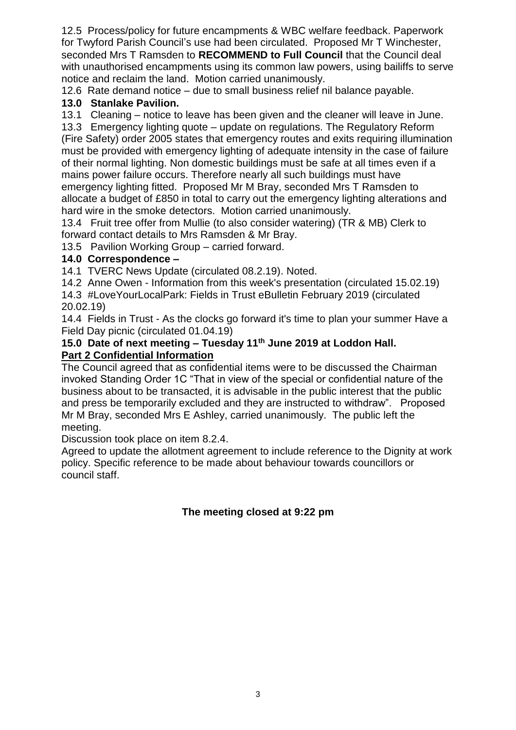12.5 Process/policy for future encampments & WBC welfare feedback. Paperwork for Twyford Parish Council's use had been circulated. Proposed Mr T Winchester, seconded Mrs T Ramsden to **RECOMMEND to Full Council** that the Council deal with unauthorised encampments using its common law powers, using bailiffs to serve notice and reclaim the land. Motion carried unanimously.

12.6 Rate demand notice – due to small business relief nil balance payable.

**13.0 Stanlake Pavilion.**

13.1 Cleaning – notice to leave has been given and the cleaner will leave in June.

13.3 Emergency lighting quote – update on regulations. The Regulatory Reform (Fire Safety) order 2005 states that emergency routes and exits requiring illumination must be provided with emergency lighting of adequate intensity in the case of failure of their normal lighting. Non domestic buildings must be safe at all times even if a mains power failure occurs. Therefore nearly all such buildings must have emergency lighting fitted. Proposed Mr M Bray, seconded Mrs T Ramsden to allocate a budget of £850 in total to carry out the emergency lighting alterations and hard wire in the smoke detectors. Motion carried unanimously.

13.4 Fruit tree offer from Mullie (to also consider watering) (TR & MB) Clerk to forward contact details to Mrs Ramsden & Mr Bray.

13.5 Pavilion Working Group – carried forward.

**14.0 Correspondence –**

14.1 TVERC News Update (circulated 08.2.19). Noted.

14.2 Anne Owen - Information from this week's presentation (circulated 15.02.19)

14.3 #LoveYourLocalPark: Fields in Trust eBulletin February 2019 (circulated 20.02.19)

14.4 Fields in Trust - As the clocks go forward it's time to plan your summer Have a Field Day picnic (circulated 01.04.19)

**15.0 Date of next meeting – Tuesday 11th June 2019 at Loddon Hall.**

**Part 2 Confidential Information**

The Council agreed that as confidential items were to be discussed the Chairman invoked Standing Order 1C "That in view of the special or confidential nature of the business about to be transacted, it is advisable in the public interest that the public and press be temporarily excluded and they are instructed to withdraw". Proposed Mr M Bray, seconded Mrs E Ashley, carried unanimously. The public left the meeting.

Discussion took place on item 8.2.4.

Agreed to update the allotment agreement to include reference to the Dignity at work policy. Specific reference to be made about behaviour towards councillors or council staff.

**The meeting closed at 9:22 pm**